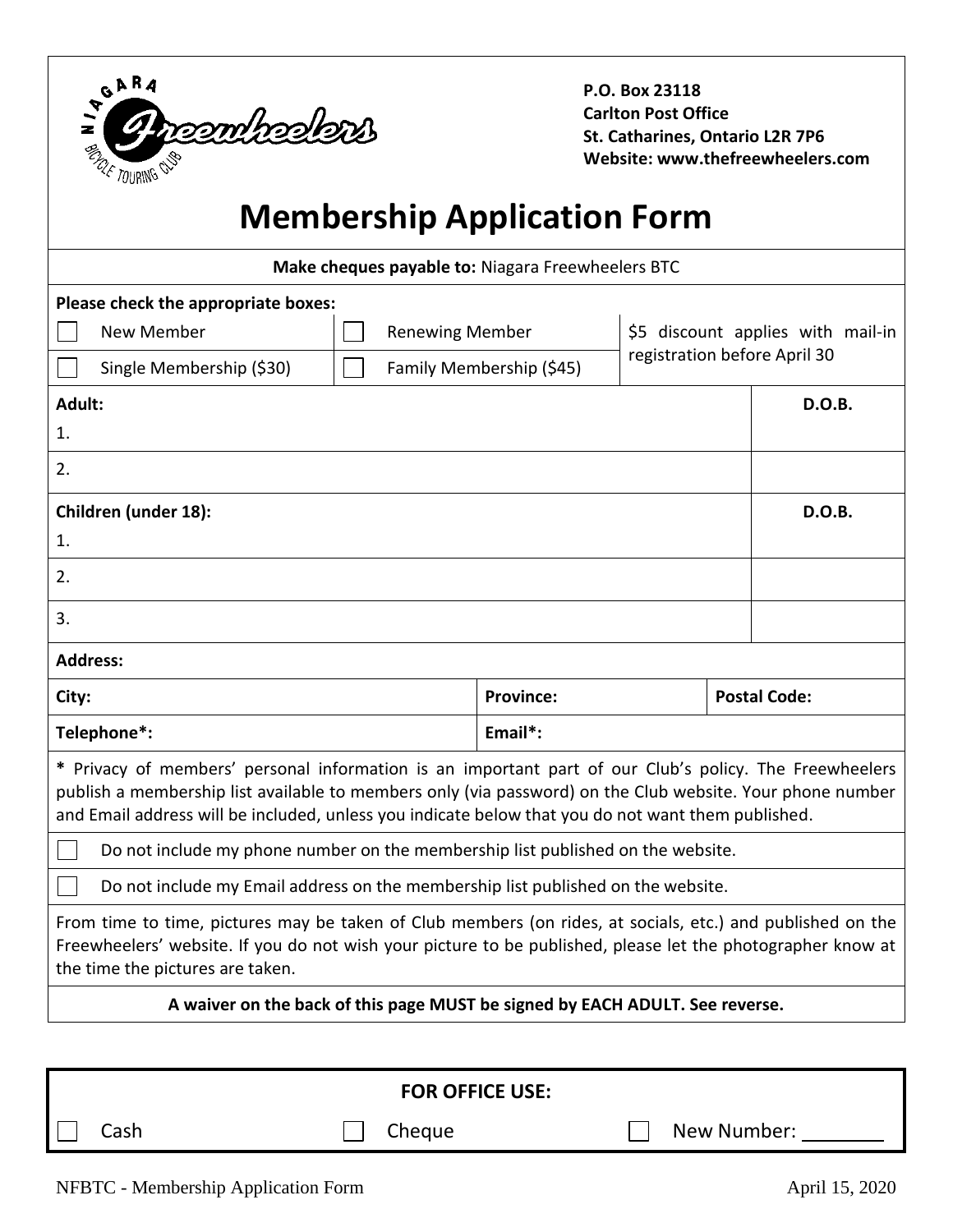P.O. Box 23118
Carlton Post Office
St. Catharines, Ontario L2R 7P6
Website: www.thefreewheelers.com

# Membership Application Form

**Make cheques payable to:** Niagara Freewheelers BTC

**Please check the appropriate boxes:**

| | | |
|---|---|---|
| ☐ New Member | ☐ Renewing Member | $5 discount applies with mail-in registration before April 30 |
| ☐ Single Membership ($30) | ☐ Family Membership ($45) | |

| **Adult:** | **D.O.B.** |
|---|---|
| 1. | |
| 2. | |

| **Children (under 18):** | **D.O.B.** |
|---|---|
| 1. | |
| 2. | |
| 3. | |

| **Address:** | | |
|---|---|---|
| **City:** | **Province:** | **Postal Code:** |
| **Telephone*:** | **Email*:** | |

**\*** Privacy of members' personal information is an important part of our Club's policy. The Freewheelers publish a membership list available to members only (via password) on the Club website. Your phone number and Email address will be included, unless you indicate below that you do not want them published.

☐ Do not include my phone number on the membership list published on the website.

☐ Do not include my Email address on the membership list published on the website.

From time to time, pictures may be taken of Club members (on rides, at socials, etc.) and published on the Freewheelers' website. If you do not wish your picture to be published, please let the photographer know at the time the pictures are taken.

**A waiver on the back of this page MUST be signed by EACH ADULT. See reverse.**

**FOR OFFICE USE:**

☐ Cash ☐ Cheque ☐ New Number: ________

NFBTC - Membership Application Form April 15, 2020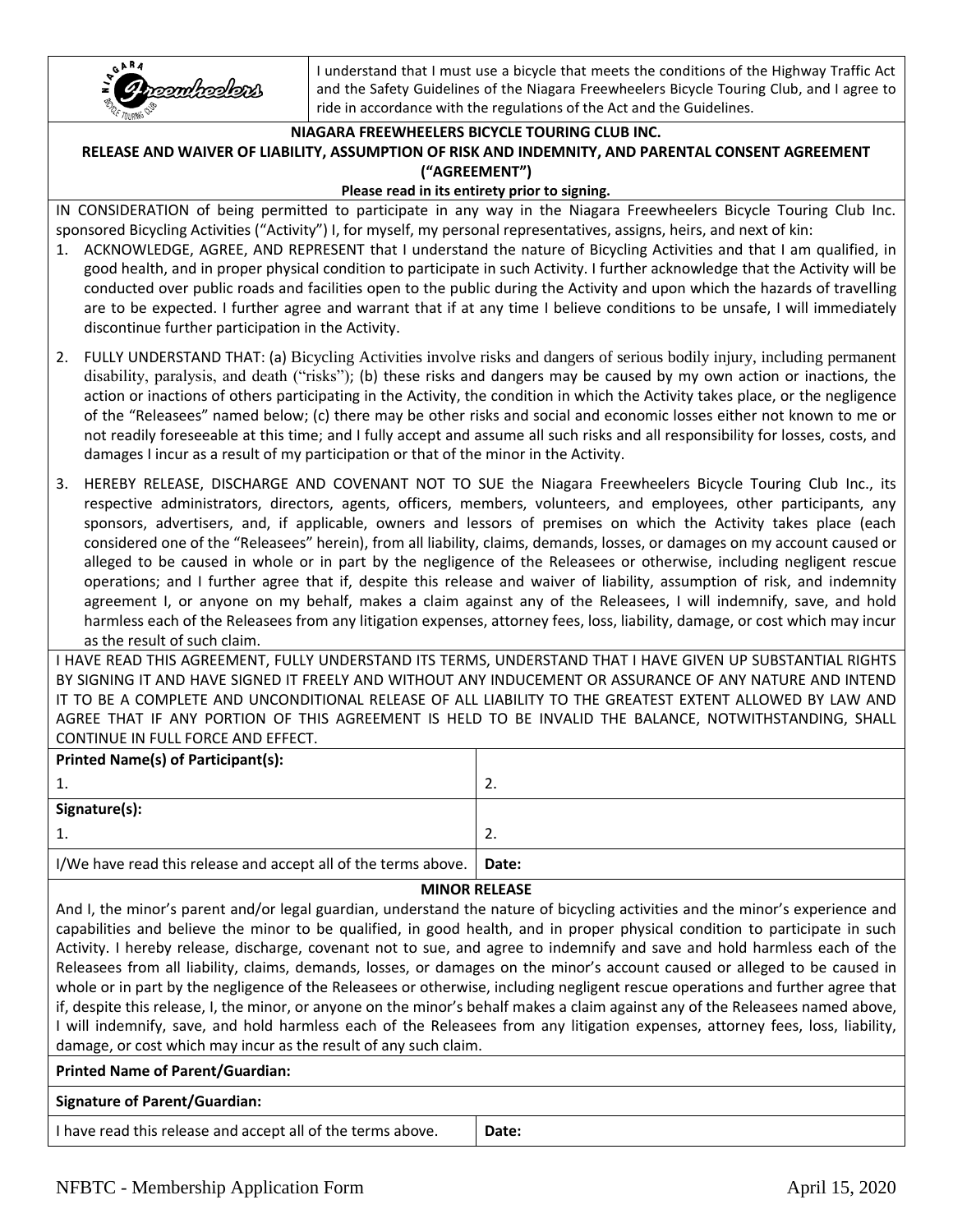I understand that I must use a bicycle that meets the conditions of the Highway Traffic Act and the Safety Guidelines of the Niagara Freewheelers Bicycle Touring Club, and I agree to ride in accordance with the regulations of the Act and the Guidelines.

**NIAGARA FREEWHEELERS BICYCLE TOURING CLUB INC.**

**RELEASE AND WAIVER OF LIABILITY, ASSUMPTION OF RISK AND INDEMNITY, AND PARENTAL CONSENT AGREEMENT ("AGREEMENT")**

**Please read in its entirety prior to signing.**

IN CONSIDERATION of being permitted to participate in any way in the Niagara Freewheelers Bicycle Touring Club Inc. sponsored Bicycling Activities ("Activity") I, for myself, my personal representatives, assigns, heirs, and next of kin:

1. ACKNOWLEDGE, AGREE, AND REPRESENT that I understand the nature of Bicycling Activities and that I am qualified, in good health, and in proper physical condition to participate in such Activity. I further acknowledge that the Activity will be conducted over public roads and facilities open to the public during the Activity and upon which the hazards of travelling are to be expected. I further agree and warrant that if at any time I believe conditions to be unsafe, I will immediately discontinue further participation in the Activity.

2. FULLY UNDERSTAND THAT: (a) Bicycling Activities involve risks and dangers of serious bodily injury, including permanent disability, paralysis, and death ("risks"); (b) these risks and dangers may be caused by my own action or inactions, the action or inactions of others participating in the Activity, the condition in which the Activity takes place, or the negligence of the "Releasees" named below; (c) there may be other risks and social and economic losses either not known to me or not readily foreseeable at this time; and I fully accept and assume all such risks and all responsibility for losses, costs, and damages I incur as a result of my participation or that of the minor in the Activity.

3. HEREBY RELEASE, DISCHARGE AND COVENANT NOT TO SUE the Niagara Freewheelers Bicycle Touring Club Inc., its respective administrators, directors, agents, officers, members, volunteers, and employees, other participants, any sponsors, advertisers, and, if applicable, owners and lessors of premises on which the Activity takes place (each considered one of the "Releasees" herein), from all liability, claims, demands, losses, or damages on my account caused or alleged to be caused in whole or in part by the negligence of the Releasees or otherwise, including negligent rescue operations; and I further agree that if, despite this release and waiver of liability, assumption of risk, and indemnity agreement I, or anyone on my behalf, makes a claim against any of the Releasees, I will indemnify, save, and hold harmless each of the Releasees from any litigation expenses, attorney fees, loss, liability, damage, or cost which may incur as the result of such claim.

I HAVE READ THIS AGREEMENT, FULLY UNDERSTAND ITS TERMS, UNDERSTAND THAT I HAVE GIVEN UP SUBSTANTIAL RIGHTS BY SIGNING IT AND HAVE SIGNED IT FREELY AND WITHOUT ANY INDUCEMENT OR ASSURANCE OF ANY NATURE AND INTEND IT TO BE A COMPLETE AND UNCONDITIONAL RELEASE OF ALL LIABILITY TO THE GREATEST EXTENT ALLOWED BY LAW AND AGREE THAT IF ANY PORTION OF THIS AGREEMENT IS HELD TO BE INVALID THE BALANCE, NOTWITHSTANDING, SHALL CONTINUE IN FULL FORCE AND EFFECT.

| | |
|---|---|
| **Printed Name(s) of Participant(s):** | |
| 1. | 2. |
| **Signature(s):** | |
| 1. | 2. |
| I/We have read this release and accept all of the terms above. | **Date:** |

**MINOR RELEASE**

And I, the minor's parent and/or legal guardian, understand the nature of bicycling activities and the minor's experience and capabilities and believe the minor to be qualified, in good health, and in proper physical condition to participate in such Activity. I hereby release, discharge, covenant not to sue, and agree to indemnify and save and hold harmless each of the Releasees from all liability, claims, demands, losses, or damages on the minor's account caused or alleged to be caused in whole or in part by the negligence of the Releasees or otherwise, including negligent rescue operations and further agree that if, despite this release, I, the minor, or anyone on the minor's behalf makes a claim against any of the Releasees named above, I will indemnify, save, and hold harmless each of the Releasees from any litigation expenses, attorney fees, loss, liability, damage, or cost which may incur as the result of any such claim.

| | |
|---|---|
| **Printed Name of Parent/Guardian:** | |
| **Signature of Parent/Guardian:** | |
| I have read this release and accept all of the terms above. | **Date:** |

NFBTC - Membership Application Form April 15, 2020